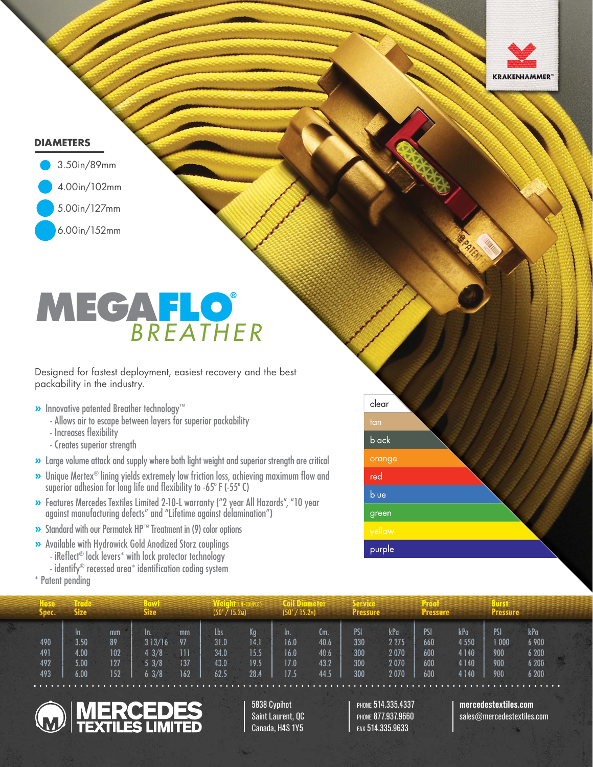KRAKENHAMMER™

## DIAMETERS

- 3.50in/89mm
- 4.00in/102mm
- 5.00in/127mm
- 6.00in/152mm

# MEGAFLO® *BREATHER*

Designed for fastest deployment, easiest recovery and the best packability in the industry.

- » Innovative patented Breather technology™
  - Allows air to escape between layers for superior packability
  - Increases flexibility
  - Creates superior strength
- » Large volume attack and supply where both light weight and superior strength are critical
- » Unique Mertex® lining yields extremely low friction loss, achieving maximum flow and superior adhesion for long life and flexibility to -65° F (-55° C)
- » Features Mercedes Textiles Limited 2-10-L warranty ("2 year All Hazards", "10 year against manufacturing defects" and "Lifetime against delamination")
- » Standard with our Permatek HP™ Treatment in (9) color options
- » Available with Hydrowick Gold Anodized Storz couplings
  - iReflect® lock levers* with lock protector technology
  - identify® recessed area* identification coding system

\* Patent pending

Color options: clear, tan, black, orange, red, blue, green, yellow, purple

| Hose Spec. | Trade Size | | Bowl Size | | Weight UN-COUPLED (50' / 15.2M) | | Coil Diameter (50' / 15.2M) | | Service Pressure | | Proof Pressure | | Burst Pressure | |
|---|---|---|---|---|---|---|---|---|---|---|---|---|---|---|
| | In. | mm | In. | mm | Lbs | Kg | In. | Cm. | PSI | kPa | PSI | kPa | PSI | kPa |
| 490 | 3.50 | 89 | 3 13/16 | 97 | 31.0 | 14.1 | 16.0 | 40.6 | 330 | 2 275 | 660 | 4 550 | 1 000 | 6 900 |
| 491 | 4.00 | 102 | 4 3/8 | 111 | 34.0 | 15.5 | 16.0 | 40.6 | 300 | 2 070 | 600 | 4 140 | 900 | 6 200 |
| 492 | 5.00 | 127 | 5 3/8 | 137 | 43.0 | 19.5 | 17.0 | 43.2 | 300 | 2 070 | 600 | 4 140 | 900 | 6 200 |
| 493 | 6.00 | 152 | 6 3/8 | 162 | 62.5 | 28.4 | 17.5 | 44.5 | 300 | 2 070 | 600 | 4 140 | 900 | 6 200 |

**MERCEDES TEXTILES LIMITED**

5838 Cypihot
Saint Laurent, QC
Canada, H4S 1Y5

PHONE 514.335.4337
PHONE 877.937.9660
FAX 514.335.9633

**mercedestextiles.com**
sales@mercedestextiles.com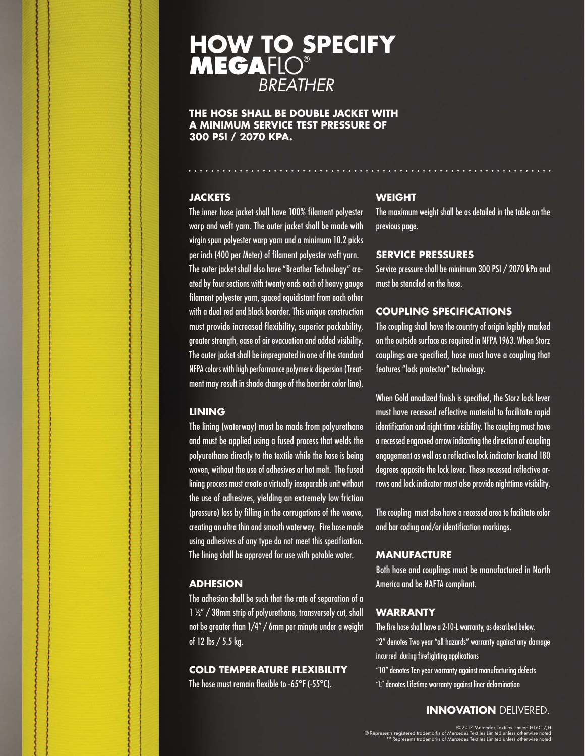# HOW TO SPECIFY MEGAFLO® *BREATHER*

**THE HOSE SHALL BE DOUBLE JACKET WITH A MINIMUM SERVICE TEST PRESSURE OF 300 PSI / 2070 KPA.**

### JACKETS

The inner hose jacket shall have 100% filament polyester warp and weft yarn. The outer jacket shall be made with virgin spun polyester warp yarn and a minimum 10.2 picks per inch (400 per Meter) of filament polyester weft yarn. The outer jacket shall also have "Breather Technology" created by four sections with twenty ends each of heavy gauge filament polyester yarn, spaced equidistant from each other with a dual red and black boarder. This unique construction must provide increased flexibility, superior packability, greater strength, ease of air evacuation and added visibility. The outer jacket shall be impregnated in one of the standard NFPA colors with high performance polymeric dispersion (Treatment may result in shade change of the boarder color line).

### LINING

The lining (waterway) must be made from polyurethane and must be applied using a fused process that welds the polyurethane directly to the textile while the hose is being woven, without the use of adhesives or hot melt. The fused lining process must create a virtually inseparable unit without the use of adhesives, yielding an extremely low friction (pressure) loss by filling in the corrugations of the weave, creating an ultra thin and smooth waterway. Fire hose made using adhesives of any type do not meet this specification. The lining shall be approved for use with potable water.

### ADHESION

The adhesion shall be such that the rate of separation of a 1 ½" / 38mm strip of polyurethane, transversely cut, shall not be greater than 1/4" / 6mm per minute under a weight of 12 lbs / 5.5 kg.

### COLD TEMPERATURE FLEXIBILITY

The hose must remain flexible to -65°F (-55°C).

### WEIGHT

The maximum weight shall be as detailed in the table on the previous page.

### SERVICE PRESSURES

Service pressure shall be minimum 300 PSI / 2070 kPa and must be stenciled on the hose.

### COUPLING SPECIFICATIONS

The coupling shall have the country of origin legibly marked on the outside surface as required in NFPA 1963. When Storz couplings are specified, hose must have a coupling that features "lock protector" technology.

When Gold anodized finish is specified, the Storz lock lever must have recessed reflective material to facilitate rapid identification and night time visibility. The coupling must have a recessed engraved arrow indicating the direction of coupling engagement as well as a reflective lock indicator located 180 degrees opposite the lock lever. These recessed reflective arrows and lock indicator must also provide nighttime visibility.

The coupling must also have a recessed area to facilitate color and bar coding and/or identification markings.

### MANUFACTURE

Both hose and couplings must be manufactured in North America and be NAFTA compliant.

### WARRANTY

The fire hose shall have a 2-10-L warranty, as described below.

"2" denotes Two year "all hazards" warranty against any damage incurred during firefighting applications

"10" denotes Ten year warranty against manufacturing defects

"L" denotes Lifetime warranty against liner delamination

**INNOVATION** DELIVERED.

© 2017 Mercedes Textiles Limited H16C /JH
® Represents registered trademarks of Mercedes Textiles Limited unless otherwise noted
™ Represents trademarks of Mercedes Textiles Limited unless otherwise noted